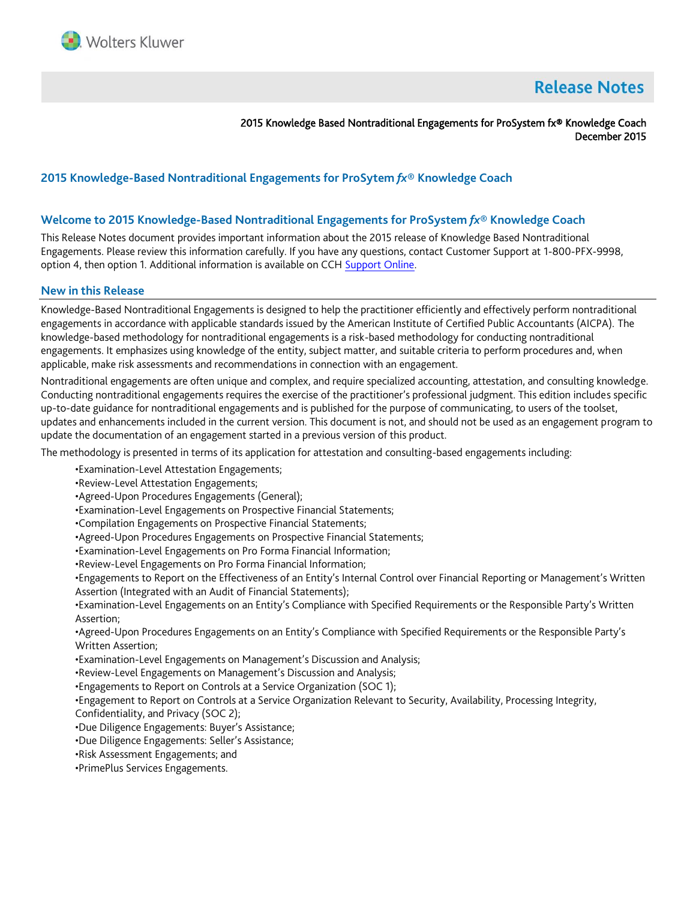# Release Notes

**2015 Knowledge Based Nontraditional Engagements for ProSystem fx® Knowledge Coach**
**December 2015**

## 2015 Knowledge-Based Nontraditional Engagements for ProSytem *fx*® Knowledge Coach

## Welcome to 2015 Knowledge-Based Nontraditional Engagements for ProSystem *fx*® Knowledge Coach

This Release Notes document provides important information about the 2015 release of Knowledge Based Nontraditional Engagements. Please review this information carefully. If you have any questions, contact Customer Support at 1-800-PFX-9998, option 4, then option 1. Additional information is available on CCH Support Online.

## New in this Release

Knowledge-Based Nontraditional Engagements is designed to help the practitioner efficiently and effectively perform nontraditional engagements in accordance with applicable standards issued by the American Institute of Certified Public Accountants (AICPA). The knowledge-based methodology for nontraditional engagements is a risk-based methodology for conducting nontraditional engagements. It emphasizes using knowledge of the entity, subject matter, and suitable criteria to perform procedures and, when applicable, make risk assessments and recommendations in connection with an engagement.

Nontraditional engagements are often unique and complex, and require specialized accounting, attestation, and consulting knowledge. Conducting nontraditional engagements requires the exercise of the practitioner's professional judgment. This edition includes specific up-to-date guidance for nontraditional engagements and is published for the purpose of communicating, to users of the toolset, updates and enhancements included in the current version. This document is not, and should not be used as an engagement program to update the documentation of an engagement started in a previous version of this product.

The methodology is presented in terms of its application for attestation and consulting-based engagements including:

- Examination-Level Attestation Engagements;
- Review-Level Attestation Engagements;
- Agreed-Upon Procedures Engagements (General);
- Examination-Level Engagements on Prospective Financial Statements;
- Compilation Engagements on Prospective Financial Statements;
- Agreed-Upon Procedures Engagements on Prospective Financial Statements;
- Examination-Level Engagements on Pro Forma Financial Information;
- Review-Level Engagements on Pro Forma Financial Information;
- Engagements to Report on the Effectiveness of an Entity's Internal Control over Financial Reporting or Management's Written Assertion (Integrated with an Audit of Financial Statements);
- Examination-Level Engagements on an Entity's Compliance with Specified Requirements or the Responsible Party's Written Assertion;
- Agreed-Upon Procedures Engagements on an Entity's Compliance with Specified Requirements or the Responsible Party's Written Assertion;
- Examination-Level Engagements on Management's Discussion and Analysis;
- Review-Level Engagements on Management's Discussion and Analysis;
- Engagements to Report on Controls at a Service Organization (SOC 1);
- Engagement to Report on Controls at a Service Organization Relevant to Security, Availability, Processing Integrity, Confidentiality, and Privacy (SOC 2);
- Due Diligence Engagements: Buyer's Assistance;
- Due Diligence Engagements: Seller's Assistance;
- Risk Assessment Engagements; and
- PrimePlus Services Engagements.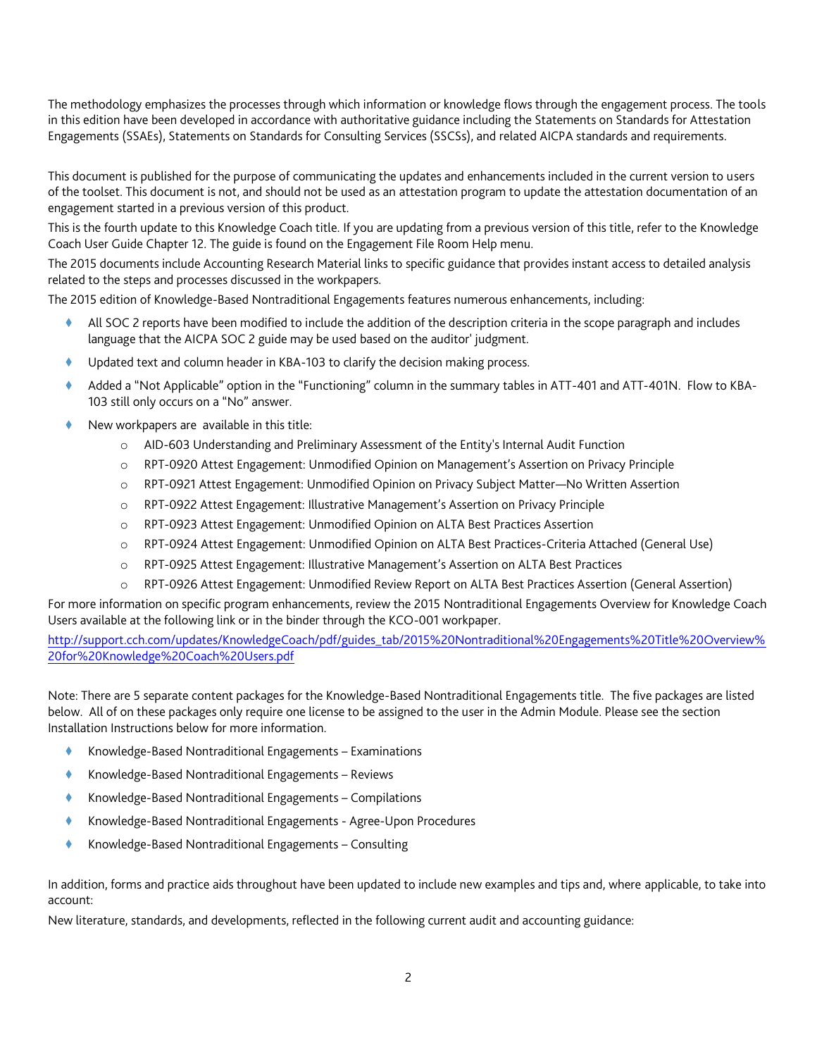The methodology emphasizes the processes through which information or knowledge flows through the engagement process. The tools in this edition have been developed in accordance with authoritative guidance including the Statements on Standards for Attestation Engagements (SSAEs), Statements on Standards for Consulting Services (SSCSs), and related AICPA standards and requirements.

This document is published for the purpose of communicating the updates and enhancements included in the current version to users of the toolset. This document is not, and should not be used as an attestation program to update the attestation documentation of an engagement started in a previous version of this product.

This is the fourth update to this Knowledge Coach title. If you are updating from a previous version of this title, refer to the Knowledge Coach User Guide Chapter 12. The guide is found on the Engagement File Room Help menu.

The 2015 documents include Accounting Research Material links to specific guidance that provides instant access to detailed analysis related to the steps and processes discussed in the workpapers.

The 2015 edition of Knowledge-Based Nontraditional Engagements features numerous enhancements, including:

- All SOC 2 reports have been modified to include the addition of the description criteria in the scope paragraph and includes language that the AICPA SOC 2 guide may be used based on the auditor' judgment.
- Updated text and column header in KBA-103 to clarify the decision making process.
- Added a "Not Applicable" option in the "Functioning" column in the summary tables in ATT-401 and ATT-401N. Flow to KBA-103 still only occurs on a "No" answer.
- New workpapers are available in this title:
  - AID-603 Understanding and Preliminary Assessment of the Entity's Internal Audit Function
  - RPT-0920 Attest Engagement: Unmodified Opinion on Management's Assertion on Privacy Principle
  - RPT-0921 Attest Engagement: Unmodified Opinion on Privacy Subject Matter—No Written Assertion
  - RPT-0922 Attest Engagement: Illustrative Management's Assertion on Privacy Principle
  - RPT-0923 Attest Engagement: Unmodified Opinion on ALTA Best Practices Assertion
  - RPT-0924 Attest Engagement: Unmodified Opinion on ALTA Best Practices-Criteria Attached (General Use)
  - RPT-0925 Attest Engagement: Illustrative Management's Assertion on ALTA Best Practices
  - RPT-0926 Attest Engagement: Unmodified Review Report on ALTA Best Practices Assertion (General Assertion)

For more information on specific program enhancements, review the 2015 Nontraditional Engagements Overview for Knowledge Coach Users available at the following link or in the binder through the KCO-001 workpaper.

[http://support.cch.com/updates/KnowledgeCoach/pdf/guides_tab/2015%20Nontraditional%20Engagements%20Title%20Overview%20for%20Knowledge%20Coach%20Users.pdf](http://support.cch.com/updates/KnowledgeCoach/pdf/guides_tab/2015%20Nontraditional%20Engagements%20Title%20Overview%20for%20Knowledge%20Coach%20Users.pdf)

Note: There are 5 separate content packages for the Knowledge-Based Nontraditional Engagements title. The five packages are listed below. All of on these packages only require one license to be assigned to the user in the Admin Module. Please see the section Installation Instructions below for more information.

- Knowledge-Based Nontraditional Engagements – Examinations
- Knowledge-Based Nontraditional Engagements – Reviews
- Knowledge-Based Nontraditional Engagements – Compilations
- Knowledge-Based Nontraditional Engagements - Agree-Upon Procedures
- Knowledge-Based Nontraditional Engagements – Consulting

In addition, forms and practice aids throughout have been updated to include new examples and tips and, where applicable, to take into account:

New literature, standards, and developments, reflected in the following current audit and accounting guidance: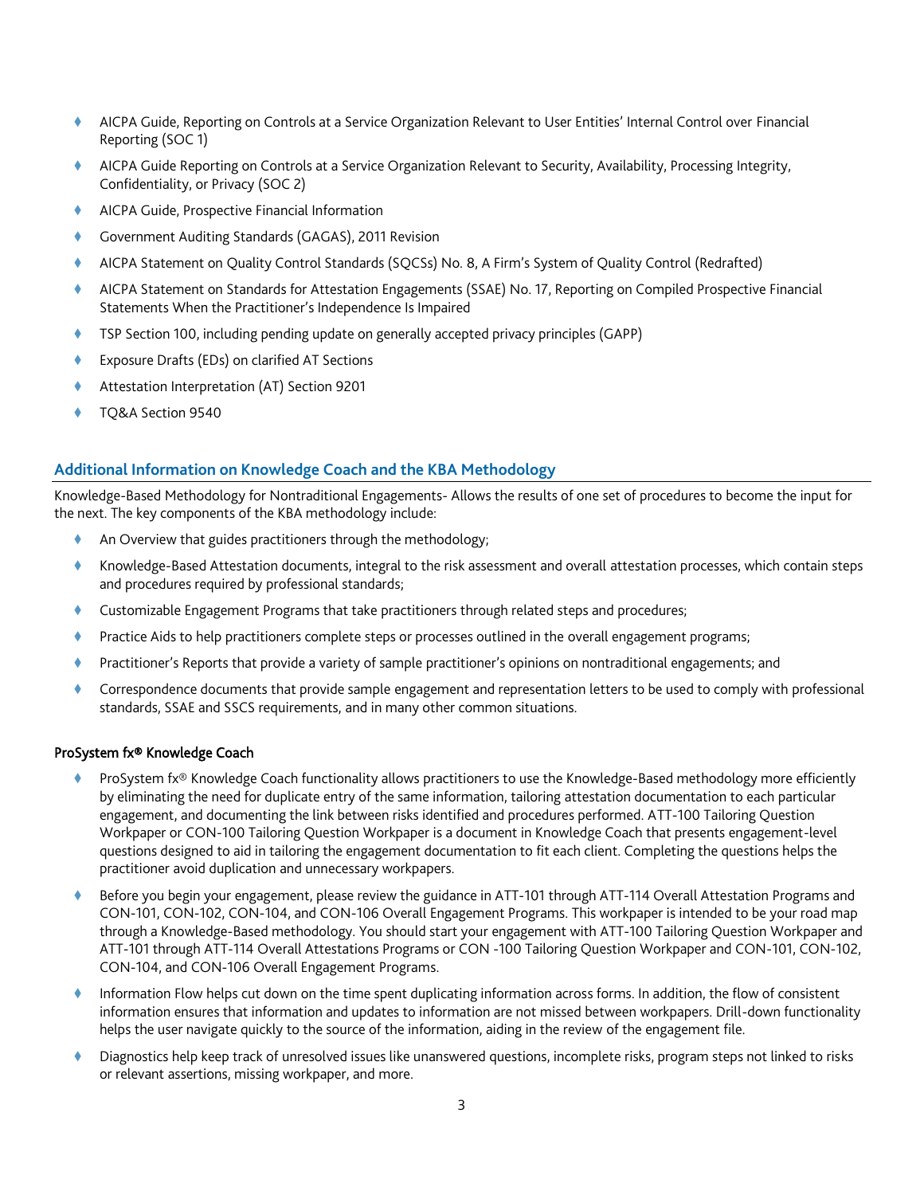- AICPA Guide, Reporting on Controls at a Service Organization Relevant to User Entities' Internal Control over Financial Reporting (SOC 1)
- AICPA Guide Reporting on Controls at a Service Organization Relevant to Security, Availability, Processing Integrity, Confidentiality, or Privacy (SOC 2)
- AICPA Guide, Prospective Financial Information
- Government Auditing Standards (GAGAS), 2011 Revision
- AICPA Statement on Quality Control Standards (SQCSs) No. 8, A Firm's System of Quality Control (Redrafted)
- AICPA Statement on Standards for Attestation Engagements (SSAE) No. 17, Reporting on Compiled Prospective Financial Statements When the Practitioner's Independence Is Impaired
- TSP Section 100, including pending update on generally accepted privacy principles (GAPP)
- Exposure Drafts (EDs) on clarified AT Sections
- Attestation Interpretation (AT) Section 9201
- TQ&A Section 9540

## Additional Information on Knowledge Coach and the KBA Methodology

Knowledge-Based Methodology for Nontraditional Engagements- Allows the results of one set of procedures to become the input for the next. The key components of the KBA methodology include:

- An Overview that guides practitioners through the methodology;
- Knowledge-Based Attestation documents, integral to the risk assessment and overall attestation processes, which contain steps and procedures required by professional standards;
- Customizable Engagement Programs that take practitioners through related steps and procedures;
- Practice Aids to help practitioners complete steps or processes outlined in the overall engagement programs;
- Practitioner's Reports that provide a variety of sample practitioner's opinions on nontraditional engagements; and
- Correspondence documents that provide sample engagement and representation letters to be used to comply with professional standards, SSAE and SSCS requirements, and in many other common situations.

### ProSystem fx® Knowledge Coach

- ProSystem fx® Knowledge Coach functionality allows practitioners to use the Knowledge-Based methodology more efficiently by eliminating the need for duplicate entry of the same information, tailoring attestation documentation to each particular engagement, and documenting the link between risks identified and procedures performed. ATT-100 Tailoring Question Workpaper or CON-100 Tailoring Question Workpaper is a document in Knowledge Coach that presents engagement-level questions designed to aid in tailoring the engagement documentation to fit each client. Completing the questions helps the practitioner avoid duplication and unnecessary workpapers.
- Before you begin your engagement, please review the guidance in ATT-101 through ATT-114 Overall Attestation Programs and CON-101, CON-102, CON-104, and CON-106 Overall Engagement Programs. This workpaper is intended to be your road map through a Knowledge-Based methodology. You should start your engagement with ATT-100 Tailoring Question Workpaper and ATT-101 through ATT-114 Overall Attestations Programs or CON -100 Tailoring Question Workpaper and CON-101, CON-102, CON-104, and CON-106 Overall Engagement Programs.
- Information Flow helps cut down on the time spent duplicating information across forms. In addition, the flow of consistent information ensures that information and updates to information are not missed between workpapers. Drill-down functionality helps the user navigate quickly to the source of the information, aiding in the review of the engagement file.
- Diagnostics help keep track of unresolved issues like unanswered questions, incomplete risks, program steps not linked to risks or relevant assertions, missing workpaper, and more.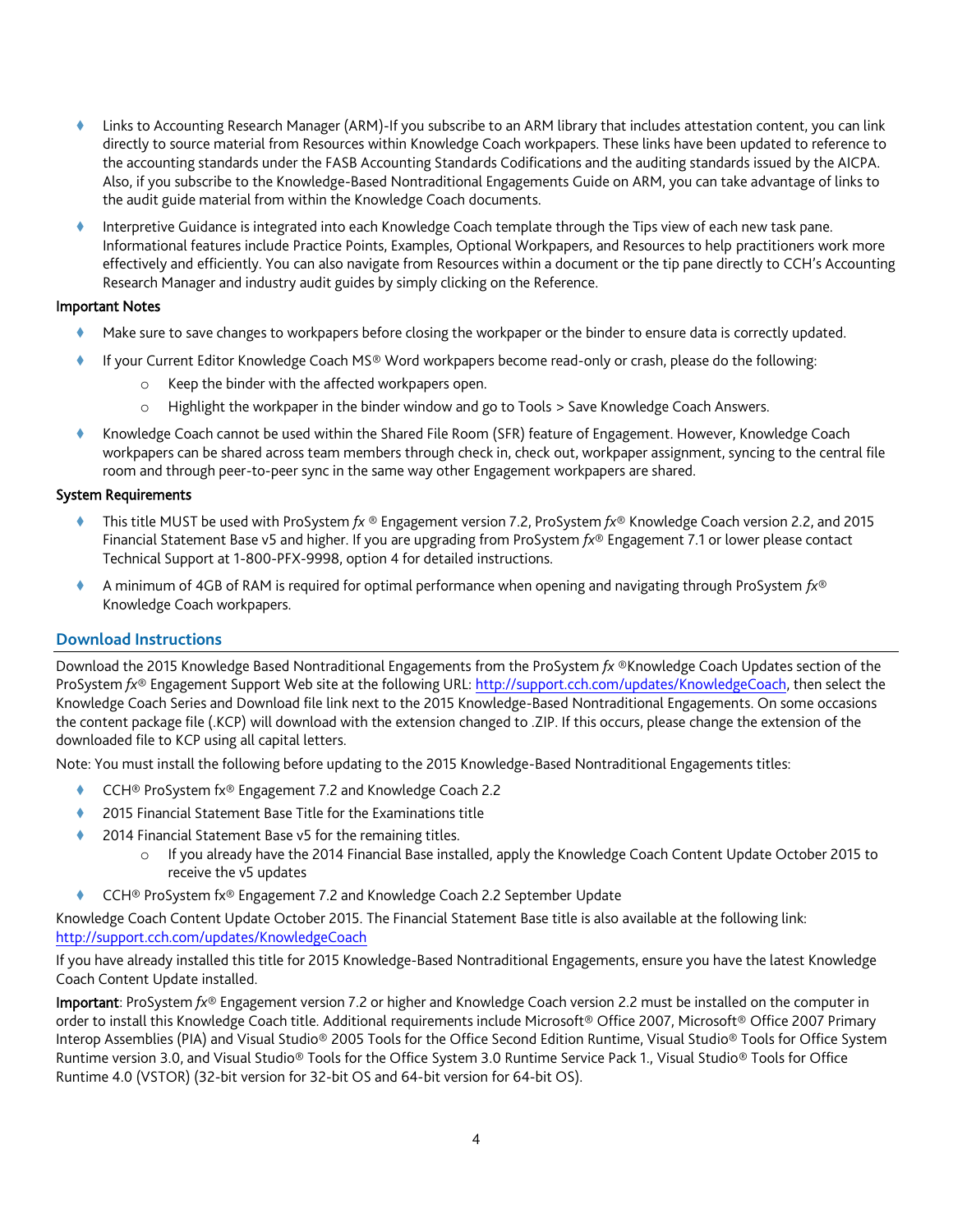- Links to Accounting Research Manager (ARM)-If you subscribe to an ARM library that includes attestation content, you can link directly to source material from Resources within Knowledge Coach workpapers. These links have been updated to reference to the accounting standards under the FASB Accounting Standards Codifications and the auditing standards issued by the AICPA. Also, if you subscribe to the Knowledge-Based Nontraditional Engagements Guide on ARM, you can take advantage of links to the audit guide material from within the Knowledge Coach documents.
- Interpretive Guidance is integrated into each Knowledge Coach template through the Tips view of each new task pane. Informational features include Practice Points, Examples, Optional Workpapers, and Resources to help practitioners work more effectively and efficiently. You can also navigate from Resources within a document or the tip pane directly to CCH's Accounting Research Manager and industry audit guides by simply clicking on the Reference.

**Important Notes**

- Make sure to save changes to workpapers before closing the workpaper or the binder to ensure data is correctly updated.
- If your Current Editor Knowledge Coach MS® Word workpapers become read-only or crash, please do the following:
  - Keep the binder with the affected workpapers open.
  - Highlight the workpaper in the binder window and go to Tools > Save Knowledge Coach Answers.
- Knowledge Coach cannot be used within the Shared File Room (SFR) feature of Engagement. However, Knowledge Coach workpapers can be shared across team members through check in, check out, workpaper assignment, syncing to the central file room and through peer-to-peer sync in the same way other Engagement workpapers are shared.

**System Requirements**

- This title MUST be used with ProSystem *fx* ® Engagement version 7.2, ProSystem *fx*® Knowledge Coach version 2.2, and 2015 Financial Statement Base v5 and higher. If you are upgrading from ProSystem *fx*® Engagement 7.1 or lower please contact Technical Support at 1-800-PFX-9998, option 4 for detailed instructions.
- A minimum of 4GB of RAM is required for optimal performance when opening and navigating through ProSystem *fx*® Knowledge Coach workpapers.

## Download Instructions

Download the 2015 Knowledge Based Nontraditional Engagements from the ProSystem *fx* ®Knowledge Coach Updates section of the ProSystem *fx*® Engagement Support Web site at the following URL: http://support.cch.com/updates/KnowledgeCoach, then select the Knowledge Coach Series and Download file link next to the 2015 Knowledge-Based Nontraditional Engagements. On some occasions the content package file (.KCP) will download with the extension changed to .ZIP. If this occurs, please change the extension of the downloaded file to KCP using all capital letters.

Note: You must install the following before updating to the 2015 Knowledge-Based Nontraditional Engagements titles:

- CCH® ProSystem fx® Engagement 7.2 and Knowledge Coach 2.2
- 2015 Financial Statement Base Title for the Examinations title
- 2014 Financial Statement Base v5 for the remaining titles.
  - If you already have the 2014 Financial Base installed, apply the Knowledge Coach Content Update October 2015 to receive the v5 updates
- CCH® ProSystem fx® Engagement 7.2 and Knowledge Coach 2.2 September Update

Knowledge Coach Content Update October 2015. The Financial Statement Base title is also available at the following link: http://support.cch.com/updates/KnowledgeCoach

If you have already installed this title for 2015 Knowledge-Based Nontraditional Engagements, ensure you have the latest Knowledge Coach Content Update installed.

**Important**: ProSystem *fx*® Engagement version 7.2 or higher and Knowledge Coach version 2.2 must be installed on the computer in order to install this Knowledge Coach title. Additional requirements include Microsoft® Office 2007, Microsoft® Office 2007 Primary Interop Assemblies (PIA) and Visual Studio® 2005 Tools for the Office Second Edition Runtime, Visual Studio® Tools for Office System Runtime version 3.0, and Visual Studio® Tools for the Office System 3.0 Runtime Service Pack 1., Visual Studio® Tools for Office Runtime 4.0 (VSTOR) (32-bit version for 32-bit OS and 64-bit version for 64-bit OS).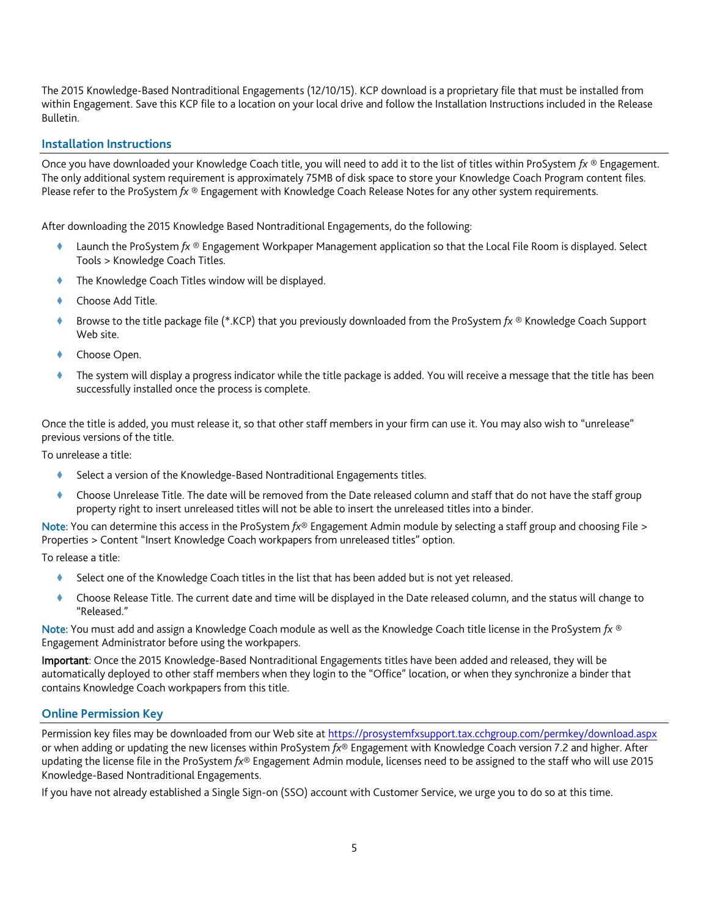The 2015 Knowledge-Based Nontraditional Engagements (12/10/15). KCP download is a proprietary file that must be installed from within Engagement. Save this KCP file to a location on your local drive and follow the Installation Instructions included in the Release Bulletin.

## Installation Instructions

Once you have downloaded your Knowledge Coach title, you will need to add it to the list of titles within ProSystem *fx* ® Engagement. The only additional system requirement is approximately 75MB of disk space to store your Knowledge Coach Program content files. Please refer to the ProSystem *fx* ® Engagement with Knowledge Coach Release Notes for any other system requirements.

After downloading the 2015 Knowledge Based Nontraditional Engagements, do the following:

- Launch the ProSystem *fx* ® Engagement Workpaper Management application so that the Local File Room is displayed. Select Tools > Knowledge Coach Titles.
- The Knowledge Coach Titles window will be displayed.
- Choose Add Title.
- Browse to the title package file (*.KCP) that you previously downloaded from the ProSystem *fx* ® Knowledge Coach Support Web site.
- Choose Open.
- The system will display a progress indicator while the title package is added. You will receive a message that the title has been successfully installed once the process is complete.

Once the title is added, you must release it, so that other staff members in your firm can use it. You may also wish to "unrelease" previous versions of the title.

To unrelease a title:

- Select a version of the Knowledge-Based Nontraditional Engagements titles.
- Choose Unrelease Title. The date will be removed from the Date released column and staff that do not have the staff group property right to insert unreleased titles will not be able to insert the unreleased titles into a binder.

Note: You can determine this access in the ProSystem *fx*® Engagement Admin module by selecting a staff group and choosing File > Properties > Content "Insert Knowledge Coach workpapers from unreleased titles" option.

To release a title:

- Select one of the Knowledge Coach titles in the list that has been added but is not yet released.
- Choose Release Title. The current date and time will be displayed in the Date released column, and the status will change to "Released."

Note: You must add and assign a Knowledge Coach module as well as the Knowledge Coach title license in the ProSystem *fx* ® Engagement Administrator before using the workpapers.

**Important**: Once the 2015 Knowledge-Based Nontraditional Engagements titles have been added and released, they will be automatically deployed to other staff members when they login to the "Office" location, or when they synchronize a binder that contains Knowledge Coach workpapers from this title.

## Online Permission Key

Permission key files may be downloaded from our Web site at https://prosystemfxsupport.tax.cchgroup.com/permkey/download.aspx or when adding or updating the new licenses within ProSystem *fx*® Engagement with Knowledge Coach version 7.2 and higher. After updating the license file in the ProSystem *fx*® Engagement Admin module, licenses need to be assigned to the staff who will use 2015 Knowledge-Based Nontraditional Engagements.

If you have not already established a Single Sign-on (SSO) account with Customer Service, we urge you to do so at this time.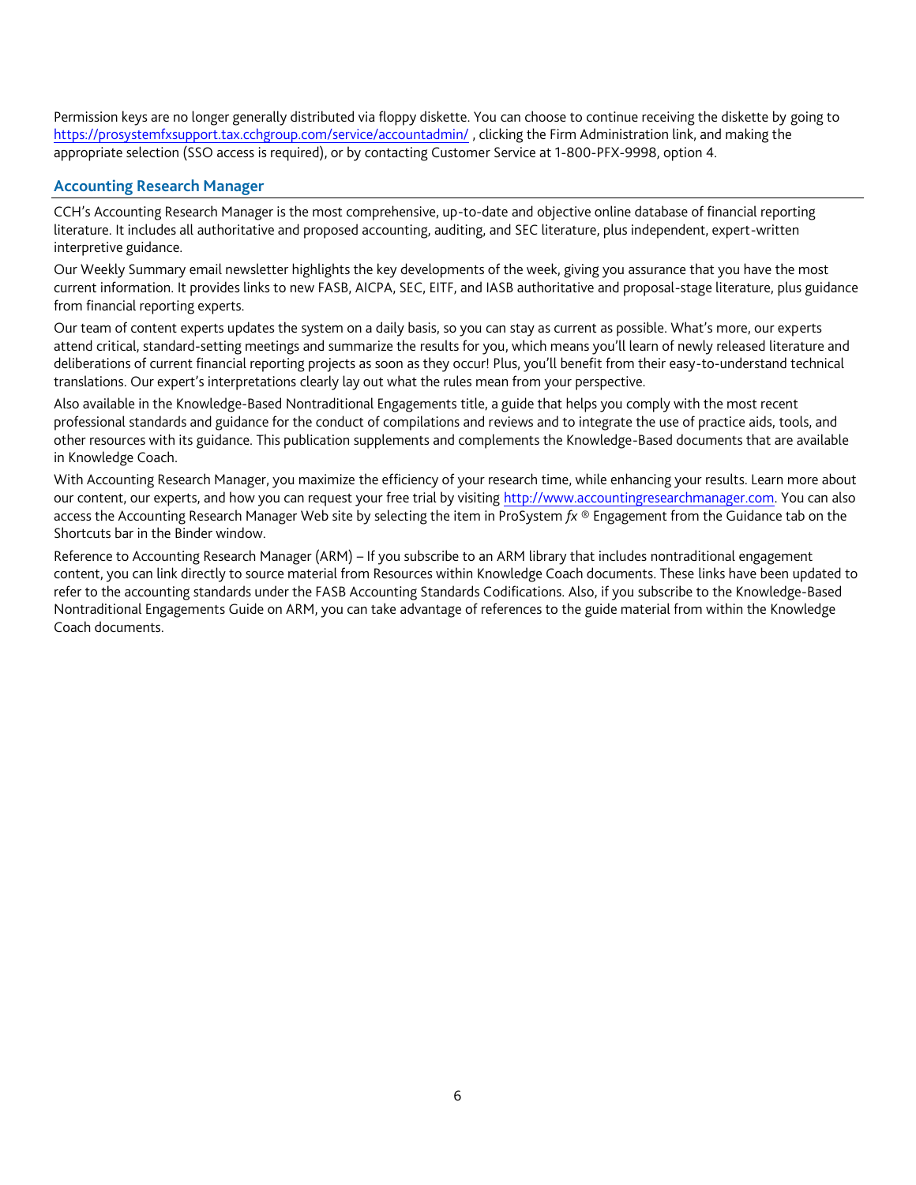Permission keys are no longer generally distributed via floppy diskette. You can choose to continue receiving the diskette by going to https://prosystemfxsupport.tax.cchgroup.com/service/accountadmin/ , clicking the Firm Administration link, and making the appropriate selection (SSO access is required), or by contacting Customer Service at 1-800-PFX-9998, option 4.

## Accounting Research Manager

CCH's Accounting Research Manager is the most comprehensive, up-to-date and objective online database of financial reporting literature. It includes all authoritative and proposed accounting, auditing, and SEC literature, plus independent, expert-written interpretive guidance.

Our Weekly Summary email newsletter highlights the key developments of the week, giving you assurance that you have the most current information. It provides links to new FASB, AICPA, SEC, EITF, and IASB authoritative and proposal-stage literature, plus guidance from financial reporting experts.

Our team of content experts updates the system on a daily basis, so you can stay as current as possible. What's more, our experts attend critical, standard-setting meetings and summarize the results for you, which means you'll learn of newly released literature and deliberations of current financial reporting projects as soon as they occur! Plus, you'll benefit from their easy-to-understand technical translations. Our expert's interpretations clearly lay out what the rules mean from your perspective.

Also available in the Knowledge-Based Nontraditional Engagements title, a guide that helps you comply with the most recent professional standards and guidance for the conduct of compilations and reviews and to integrate the use of practice aids, tools, and other resources with its guidance. This publication supplements and complements the Knowledge-Based documents that are available in Knowledge Coach.

With Accounting Research Manager, you maximize the efficiency of your research time, while enhancing your results. Learn more about our content, our experts, and how you can request your free trial by visiting http://www.accountingresearchmanager.com. You can also access the Accounting Research Manager Web site by selecting the item in ProSystem *fx* ® Engagement from the Guidance tab on the Shortcuts bar in the Binder window.

Reference to Accounting Research Manager (ARM) – If you subscribe to an ARM library that includes nontraditional engagement content, you can link directly to source material from Resources within Knowledge Coach documents. These links have been updated to refer to the accounting standards under the FASB Accounting Standards Codifications. Also, if you subscribe to the Knowledge-Based Nontraditional Engagements Guide on ARM, you can take advantage of references to the guide material from within the Knowledge Coach documents.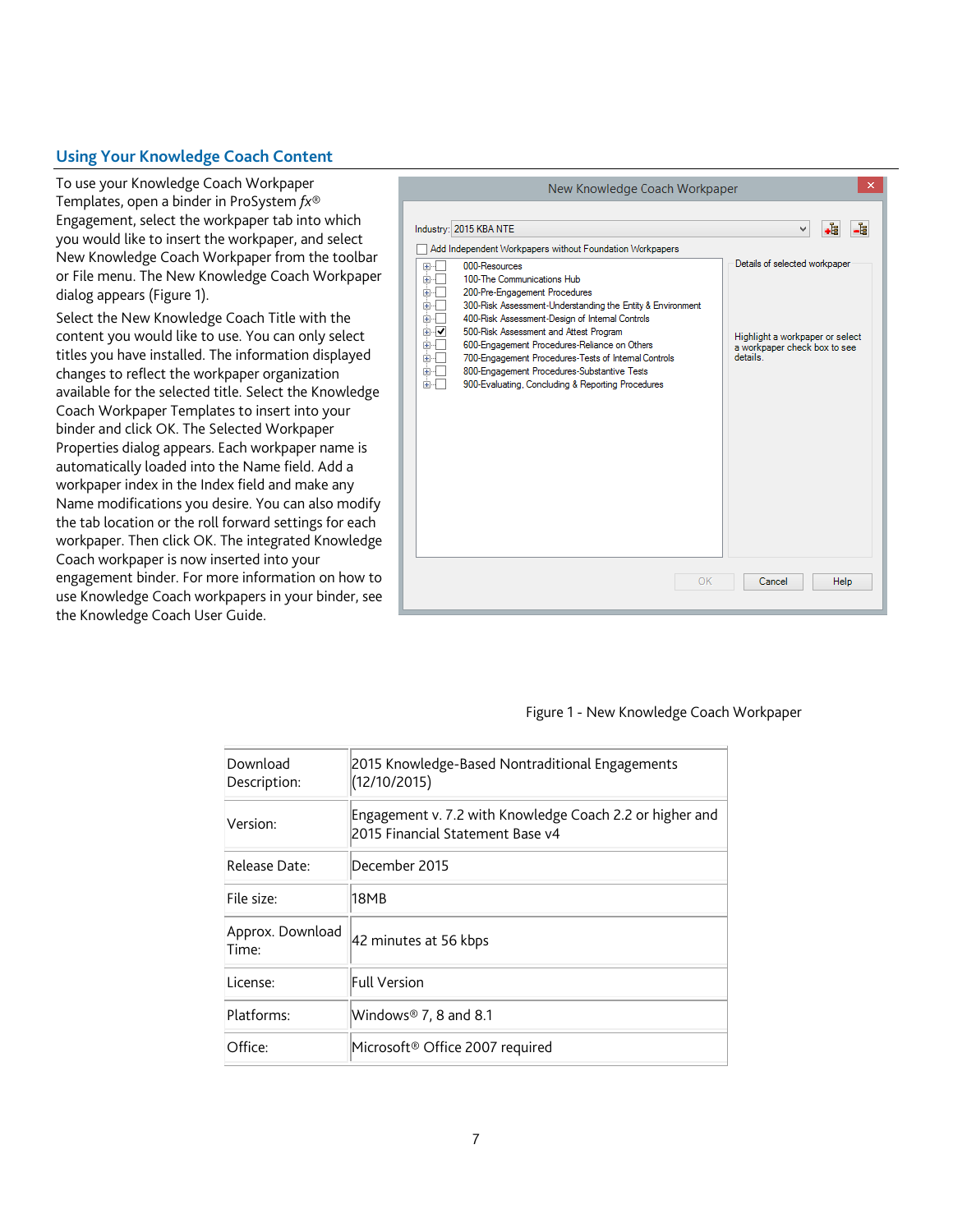## Using Your Knowledge Coach Content

To use your Knowledge Coach Workpaper Templates, open a binder in ProSystem *fx*® Engagement, select the workpaper tab into which you would like to insert the workpaper, and select New Knowledge Coach Workpaper from the toolbar or File menu. The New Knowledge Coach Workpaper dialog appears (Figure 1).

Select the New Knowledge Coach Title with the content you would like to use. You can only select titles you have installed. The information displayed changes to reflect the workpaper organization available for the selected title. Select the Knowledge Coach Workpaper Templates to insert into your binder and click OK. The Selected Workpaper Properties dialog appears. Each workpaper name is automatically loaded into the Name field. Add a workpaper index in the Index field and make any Name modifications you desire. You can also modify the tab location or the roll forward settings for each workpaper. Then click OK. The integrated Knowledge Coach workpaper is now inserted into your engagement binder. For more information on how to use Knowledge Coach workpapers in your binder, see the Knowledge Coach User Guide.

Figure 1 - New Knowledge Coach Workpaper

| | |
|---|---|
| Download Description: | 2015 Knowledge-Based Nontraditional Engagements (12/10/2015) |
| Version: | Engagement v. 7.2 with Knowledge Coach 2.2 or higher and 2015 Financial Statement Base v4 |
| Release Date: | December 2015 |
| File size: | 18MB |
| Approx. Download Time: | 42 minutes at 56 kbps |
| License: | Full Version |
| Platforms: | Windows® 7, 8 and 8.1 |
| Office: | Microsoft® Office 2007 required |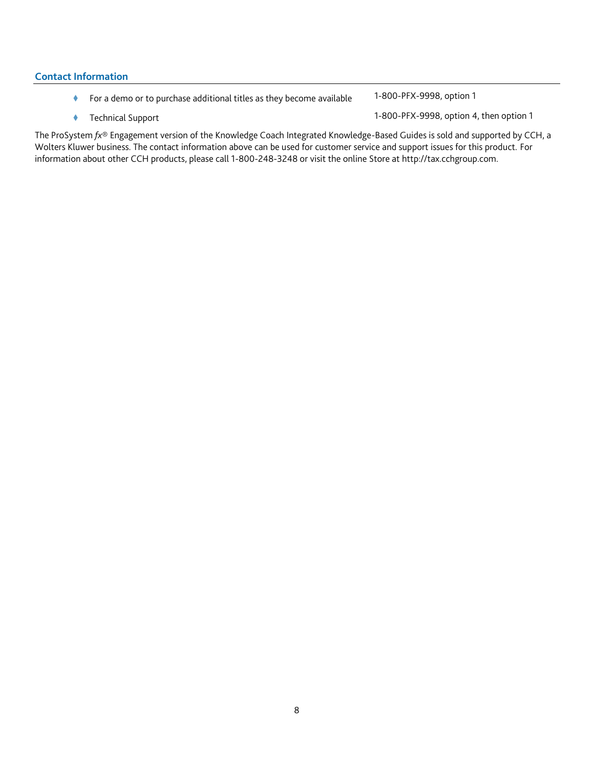## Contact Information

- For a demo or to purchase additional titles as they become available 1-800-PFX-9998, option 1
- Technical Support 1-800-PFX-9998, option 4, then option 1

The ProSystem *fx*® Engagement version of the Knowledge Coach Integrated Knowledge-Based Guides is sold and supported by CCH, a Wolters Kluwer business. The contact information above can be used for customer service and support issues for this product. For information about other CCH products, please call 1-800-248-3248 or visit the online Store at http://tax.cchgroup.com.